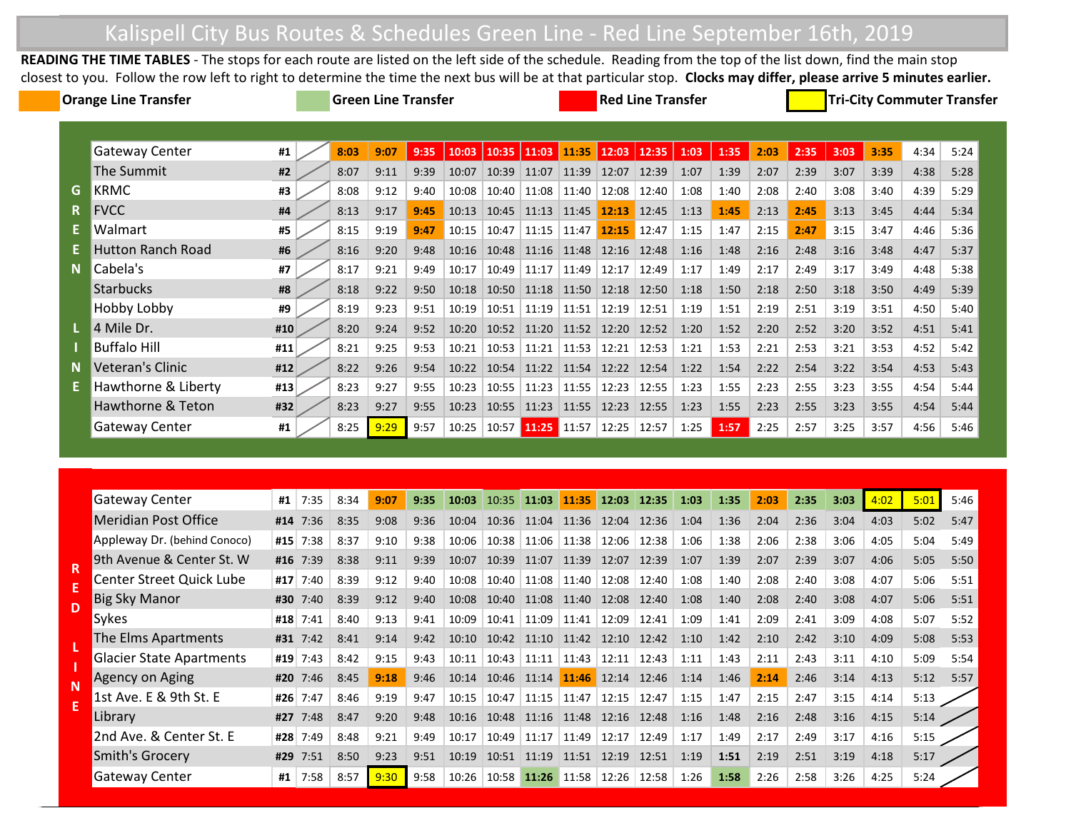# Kalispell City Bus Routes & Schedules Green Line - Red Line September 16th, 2019

**READING THE TIME TABLES** - The stops for each route are listed on the left side of the schedule. Reading from the top of the list down, find the main stop closest to you. Follow the row left to right to determine the time the next bus will be at that particular stop. **Clocks may differ, please arrive 5 minutes earlier.**

**Orange Line Transfer** | **Green Line Transfer** | **Red Line Transfer** | **Tri-City Commuter Transfer**

## GREEN LINE

| Stop | # | | | | | | | | | | | | | | | | | | |
|---|---|---|---|---|---|---|---|---|---|---|---|---|---|---|---|---|---|---|---|
| Gateway Center | #1 | | 8:03 | 9:07 | 9:35 | 10:03 | 10:35 | 11:03 | 11:35 | 12:03 | 12:35 | 1:03 | 1:35 | 2:03 | 2:35 | 3:03 | 3:35 | 4:34 | 5:24 |
| The Summit | #2 | | 8:07 | 9:11 | 9:39 | 10:07 | 10:39 | 11:07 | 11:39 | 12:07 | 12:39 | 1:07 | 1:39 | 2:07 | 2:39 | 3:07 | 3:39 | 4:38 | 5:28 |
| KRMC | #3 | | 8:08 | 9:12 | 9:40 | 10:08 | 10:40 | 11:08 | 11:40 | 12:08 | 12:40 | 1:08 | 1:40 | 2:08 | 2:40 | 3:08 | 3:40 | 4:39 | 5:29 |
| FVCC | #4 | | 8:13 | 9:17 | 9:45 | 10:13 | 10:45 | 11:13 | 11:45 | 12:13 | 12:45 | 1:13 | 1:45 | 2:13 | 2:45 | 3:13 | 3:45 | 4:44 | 5:34 |
| Walmart | #5 | | 8:15 | 9:19 | 9:47 | 10:15 | 10:47 | 11:15 | 11:47 | 12:15 | 12:47 | 1:15 | 1:47 | 2:15 | 2:47 | 3:15 | 3:47 | 4:46 | 5:36 |
| Hutton Ranch Road | #6 | | 8:16 | 9:20 | 9:48 | 10:16 | 10:48 | 11:16 | 11:48 | 12:16 | 12:48 | 1:16 | 1:48 | 2:16 | 2:48 | 3:16 | 3:48 | 4:47 | 5:37 |
| Cabela's | #7 | | 8:17 | 9:21 | 9:49 | 10:17 | 10:49 | 11:17 | 11:49 | 12:17 | 12:49 | 1:17 | 1:49 | 2:17 | 2:49 | 3:17 | 3:49 | 4:48 | 5:38 |
| Starbucks | #8 | | 8:18 | 9:22 | 9:50 | 10:18 | 10:50 | 11:18 | 11:50 | 12:18 | 12:50 | 1:18 | 1:50 | 2:18 | 2:50 | 3:18 | 3:50 | 4:49 | 5:39 |
| Hobby Lobby | #9 | | 8:19 | 9:23 | 9:51 | 10:19 | 10:51 | 11:19 | 11:51 | 12:19 | 12:51 | 1:19 | 1:51 | 2:19 | 2:51 | 3:19 | 3:51 | 4:50 | 5:40 |
| 4 Mile Dr. | #10 | | 8:20 | 9:24 | 9:52 | 10:20 | 10:52 | 11:20 | 11:52 | 12:20 | 12:52 | 1:20 | 1:52 | 2:20 | 2:52 | 3:20 | 3:52 | 4:51 | 5:41 |
| Buffalo Hill | #11 | | 8:21 | 9:25 | 9:53 | 10:21 | 10:53 | 11:21 | 11:53 | 12:21 | 12:53 | 1:21 | 1:53 | 2:21 | 2:53 | 3:21 | 3:53 | 4:52 | 5:42 |
| Veteran's Clinic | #12 | | 8:22 | 9:26 | 9:54 | 10:22 | 10:54 | 11:22 | 11:54 | 12:22 | 12:54 | 1:22 | 1:54 | 2:22 | 2:54 | 3:22 | 3:54 | 4:53 | 5:43 |
| Hawthorne & Liberty | #13 | | 8:23 | 9:27 | 9:55 | 10:23 | 10:55 | 11:23 | 11:55 | 12:23 | 12:55 | 1:23 | 1:55 | 2:23 | 2:55 | 3:23 | 3:55 | 4:54 | 5:44 |
| Hawthorne & Teton | #32 | | 8:23 | 9:27 | 9:55 | 10:23 | 10:55 | 11:23 | 11:55 | 12:23 | 12:55 | 1:23 | 1:55 | 2:23 | 2:55 | 3:23 | 3:55 | 4:54 | 5:44 |
| Gateway Center | #1 | | 8:25 | 9:29 | 9:57 | 10:25 | 10:57 | 11:25 | 11:57 | 12:25 | 12:57 | 1:25 | 1:57 | 2:25 | 2:57 | 3:25 | 3:57 | 4:56 | 5:46 |

## RED LINE

| Stop | # | | | | | | | | | | | | | | | | | | |
|---|---|---|---|---|---|---|---|---|---|---|---|---|---|---|---|---|---|---|---|
| Gateway Center | #1 | 7:35 | 8:34 | 9:07 | 9:35 | 10:03 | 10:35 | 11:03 | 11:35 | 12:03 | 12:35 | 1:03 | 1:35 | 2:03 | 2:35 | 3:03 | 4:02 | 5:01 | 5:46 |
| Meridian Post Office | #14 | 7:36 | 8:35 | 9:08 | 9:36 | 10:04 | 10:36 | 11:04 | 11:36 | 12:04 | 12:36 | 1:04 | 1:36 | 2:04 | 2:36 | 3:04 | 4:03 | 5:02 | 5:47 |
| Appleway Dr. (behind Conoco) | #15 | 7:38 | 8:37 | 9:10 | 9:38 | 10:06 | 10:38 | 11:06 | 11:38 | 12:06 | 12:38 | 1:06 | 1:38 | 2:06 | 2:38 | 3:06 | 4:05 | 5:04 | 5:49 |
| 9th Avenue & Center St. W | #16 | 7:39 | 8:38 | 9:11 | 9:39 | 10:07 | 10:39 | 11:07 | 11:39 | 12:07 | 12:39 | 1:07 | 1:39 | 2:07 | 2:39 | 3:07 | 4:06 | 5:05 | 5:50 |
| Center Street Quick Lube | #17 | 7:40 | 8:39 | 9:12 | 9:40 | 10:08 | 10:40 | 11:08 | 11:40 | 12:08 | 12:40 | 1:08 | 1:40 | 2:08 | 2:40 | 3:08 | 4:07 | 5:06 | 5:51 |
| Big Sky Manor | #30 | 7:40 | 8:39 | 9:12 | 9:40 | 10:08 | 10:40 | 11:08 | 11:40 | 12:08 | 12:40 | 1:08 | 1:40 | 2:08 | 2:40 | 3:08 | 4:07 | 5:06 | 5:51 |
| Sykes | #18 | 7:41 | 8:40 | 9:13 | 9:41 | 10:09 | 10:41 | 11:09 | 11:41 | 12:09 | 12:41 | 1:09 | 1:41 | 2:09 | 2:41 | 3:09 | 4:08 | 5:07 | 5:52 |
| The Elms Apartments | #31 | 7:42 | 8:41 | 9:14 | 9:42 | 10:10 | 10:42 | 11:10 | 11:42 | 12:10 | 12:42 | 1:10 | 1:42 | 2:10 | 2:42 | 3:10 | 4:09 | 5:08 | 5:53 |
| Glacier State Apartments | #19 | 7:43 | 8:42 | 9:15 | 9:43 | 10:11 | 10:43 | 11:11 | 11:43 | 12:11 | 12:43 | 1:11 | 1:43 | 2:11 | 2:43 | 3:11 | 4:10 | 5:09 | 5:54 |
| Agency on Aging | #20 | 7:46 | 8:45 | 9:18 | 9:46 | 10:14 | 10:46 | 11:14 | 11:46 | 12:14 | 12:46 | 1:14 | 1:46 | 2:14 | 2:46 | 3:14 | 4:13 | 5:12 | 5:57 |
| 1st Ave. E & 9th St. E | #26 | 7:47 | 8:46 | 9:19 | 9:47 | 10:15 | 10:47 | 11:15 | 11:47 | 12:15 | 12:47 | 1:15 | 1:47 | 2:15 | 2:47 | 3:15 | 4:14 | 5:13 | |
| Library | #27 | 7:48 | 8:47 | 9:20 | 9:48 | 10:16 | 10:48 | 11:16 | 11:48 | 12:16 | 12:48 | 1:16 | 1:48 | 2:16 | 2:48 | 3:16 | 4:15 | 5:14 | |
| 2nd Ave. & Center St. E | #28 | 7:49 | 8:48 | 9:21 | 9:49 | 10:17 | 10:49 | 11:17 | 11:49 | 12:17 | 12:49 | 1:17 | 1:49 | 2:17 | 2:49 | 3:17 | 4:16 | 5:15 | |
| Smith's Grocery | #29 | 7:51 | 8:50 | 9:23 | 9:51 | 10:19 | 10:51 | 11:19 | 11:51 | 12:19 | 12:51 | 1:19 | 1:51 | 2:19 | 2:51 | 3:19 | 4:18 | 5:17 | |
| Gateway Center | #1 | 7:58 | 8:57 | 9:30 | 9:58 | 10:26 | 10:58 | 11:26 | 11:58 | 12:26 | 12:58 | 1:26 | 1:58 | 2:26 | 2:58 | 3:26 | 4:25 | 5:24 | |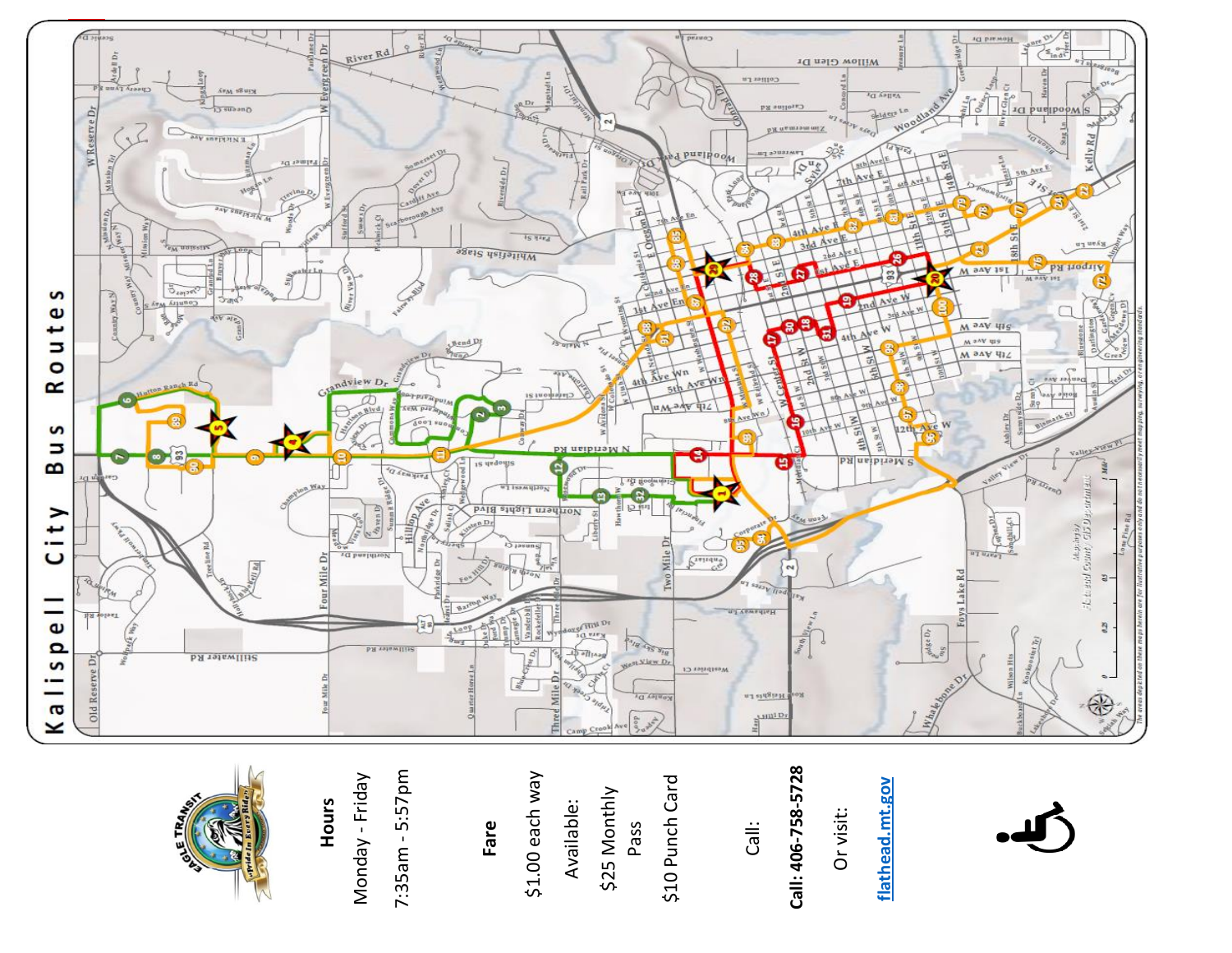# Kalispell City Bus Routes

**Hours**

Monday - Friday

7:35am - 5:57pm

**Fare**

$1.00 each way

Available:

$25 Monthly Pass

$10 Punch Card

Call:

**Call: 406-758-5728**

Or visit:

flathead.mt.gov